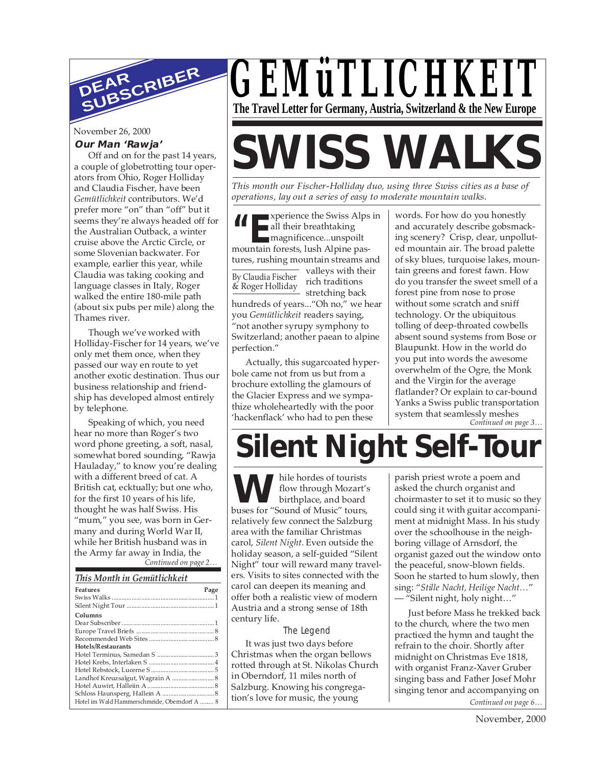# GEMüTLICHKEIT

**The Travel Letter for Germany, Austria, Switzerland & the New Europe**

## DEAR SUBSCRIBER

November 26, 2000

### *Our Man 'Rawja'*

Off and on for the past 14 years, a couple of globetrotting tour operators from Ohio, Roger Holliday and Claudia Fischer, have been *Gemütlichkeit* contributors. We'd prefer more "on" than "off" but it seems they're always headed off for the Australian Outback, a winter cruise above the Arctic Circle, or some Slovenian backwater. For example, earlier this year, while Claudia was taking cooking and language classes in Italy, Roger walked the entire 180-mile path (about six pubs per mile) along the Thames river.

Though we've worked with Holliday-Fischer for 14 years, we've only met them once, when they passed our way en route to yet another exotic destination. Thus our business relationship and friendship has developed almost entirely by telephone.

Speaking of which, you need hear no more than Roger's two word phone greeting, a soft, nasal, somewhat bored sounding, "Rawja Hauladay," to know you're dealing with a different breed of cat. A British cat, ecktually; but one who, for the first 10 years of his life, thought he was half Swiss. His "mum," you see, was born in Germany and during World War II, while her British husband was in the Army far away in India, the

*Continued on page 2…*

### *This Month in Gemütlichkeit*

| Features | Page |
|---|---|
| Swiss Walks | 1 |
| Silent Night Tour | 1 |
| **Columns** | |
| Dear Subscriber | 1 |
| Europe Travel Briefs | 8 |
| Recommended Web Sites | 8 |
| **Hotels/Restaurants** | |
| Hotel Terminus, Samedan S | 3 |
| Hotel Krebs, Interlaken S | 4 |
| Hotel Rebstock, Lucerne S | 5 |
| Landhof Kreuzsalgut, Wagrain A | 8 |
| Hotel Auwirt, Halleiin A | 8 |
| Schloss Haunsperg, Hallein A | 8 |
| Hotel im Wald Hammerschmeide, Oberndorf A | 8 |

# SWISS WALKS

*This month our Fischer-Holliday duo, using three Swiss cities as a base of operations, lay out a series of easy to moderate mountain walks.*

By Claudia Fischer & Roger Holliday

"Experience the Swiss Alps in all their breathtaking magnificence...unspoilt mountain forests, lush Alpine pastures, rushing mountain streams and valleys with their rich traditions stretching back hundreds of years..."Oh no," we hear you *Gemütlichkeit* readers saying, "not another syrupy symphony to Switzerland; another paean to alpine perfection."

Actually, this sugarcoated hyperbole came not from us but from a brochure extolling the glamours of the Glacier Express and we sympathize wholeheartedly with the poor 'hackenflack' who had to pen these words. For how do you honestly and accurately describe gobsmacking scenery? Crisp, clear, unpolluted mountain air. The broad palette of sky blues, turquoise lakes, mountain greens and forest fawn. How do you transfer the sweet smell of a forest pine from nose to prose without some scratch and sniff technology. Or the ubiquitous tolling of deep-throated cowbells absent sound systems from Bose or Blaupunkt. How in the world do you put into words the awesome overwhelm of the Ogre, the Monk and the Virgin for the average flatlander? Or explain to car-bound Yanks a Swiss public transportation system that seamlessly meshes

*Continued on page 3…*

# Silent Night Self-Tour

While hordes of tourists flow through Mozart's birthplace, and board buses for "Sound of Music" tours, relatively few connect the Salzburg area with the familiar Christmas carol, *Silent Night*. Even outside the holiday season, a self-guided "Silent Night" tour will reward many travelers. Visits to sites connected with the carol can deepen its meaning and offer both a realistic view of modern Austria and a strong sense of 18th century life.

### The Legend

It was just two days before Christmas when the organ bellows rotted through at St. Nikolas Church in Oberndorf, 11 miles north of Salzburg. Knowing his congregation's love for music, the young parish priest wrote a poem and asked the church organist and choirmaster to set it to music so they could sing it with guitar accompaniment at midnight Mass. In his study over the schoolhouse in the neighboring village of Arnsdorf, the organist gazed out the window onto the peaceful, snow-blown fields. Soon he started to hum slowly, then sing: "*Stille Nacht, Heilige Nacht…*" — "Silent night, holy night…"

Just before Mass he trekked back to the church, where the two men practiced the hymn and taught the refrain to the choir. Shortly after midnight on Christmas Eve 1818, with organist Franz-Xaver Gruber singing bass and Father Josef Mohr singing tenor and accompanying on

*Continued on page 6…*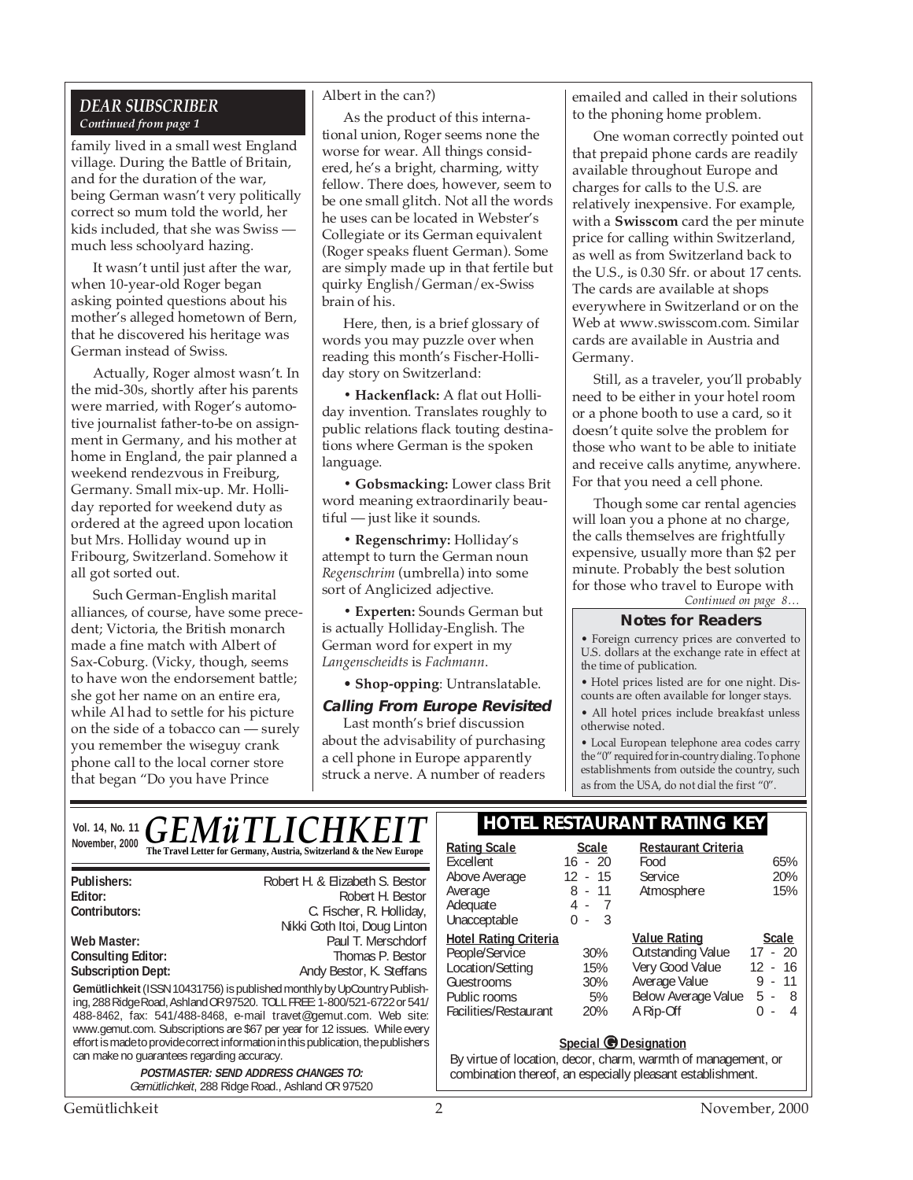## DEAR SUBSCRIBER

*Continued from page 1*

family lived in a small west England village. During the Battle of Britain, and for the duration of the war, being German wasn't very politically correct so mum told the world, her kids included, that she was Swiss — much less schoolyard hazing.

It wasn't until just after the war, when 10-year-old Roger began asking pointed questions about his mother's alleged hometown of Bern, that he discovered his heritage was German instead of Swiss.

Actually, Roger almost wasn't. In the mid-30s, shortly after his parents were married, with Roger's automotive journalist father-to-be on assignment in Germany, and his mother at home in England, the pair planned a weekend rendezvous in Freiburg, Germany. Small mix-up. Mr. Holliday reported for weekend duty as ordered at the agreed upon location but Mrs. Holliday wound up in Fribourg, Switzerland. Somehow it all got sorted out.

Such German-English marital alliances, of course, have some precedent; Victoria, the British monarch made a fine match with Albert of Sax-Coburg. (Vicky, though, seems to have won the endorsement battle; she got her name on an entire era, while Al had to settle for his picture on the side of a tobacco can — surely you remember the wiseguy crank phone call to the local corner store that began "Do you have Prince Albert in the can?)

As the product of this international union, Roger seems none the worse for wear. All things considered, he's a bright, charming, witty fellow. There does, however, seem to be one small glitch. Not all the words he uses can be located in Webster's Collegiate or its German equivalent (Roger speaks fluent German). Some are simply made up in that fertile but quirky English/German/ex-Swiss brain of his.

Here, then, is a brief glossary of words you may puzzle over when reading this month's Fischer-Holliday story on Switzerland:

• **Hackenflack:** A flat out Holliday invention. Translates roughly to public relations flack touting destinations where German is the spoken language.

• **Gobsmacking:** Lower class Brit word meaning extraordinarily beautiful — just like it sounds.

• **Regenschrimy:** Holliday's attempt to turn the German noun *Regenschrim* (umbrella) into some sort of Anglicized adjective.

• **Experten:** Sounds German but is actually Holliday-English. The German word for expert in my *Langenscheidts* is *Fachmann*.

• **Shop-opping**: Untranslatable.

### Calling From Europe Revisited

Last month's brief discussion about the advisability of purchasing a cell phone in Europe apparently struck a nerve. A number of readers emailed and called in their solutions to the phoning home problem.

One woman correctly pointed out that prepaid phone cards are readily available throughout Europe and charges for calls to the U.S. are relatively inexpensive. For example, with a **Swisscom** card the per minute price for calling within Switzerland, as well as from Switzerland back to the U.S., is 0.30 Sfr. or about 17 cents. The cards are available at shops everywhere in Switzerland or on the Web at www.swisscom.com. Similar cards are available in Austria and Germany.

Still, as a traveler, you'll probably need to be either in your hotel room or a phone booth to use a card, so it doesn't quite solve the problem for those who want to be able to initiate and receive calls anytime, anywhere. For that you need a cell phone.

Though some car rental agencies will loan you a phone at no charge, the calls themselves are frightfully expensive, usually more than $2 per minute. Probably the best solution for those who travel to Europe with

*Continued on page 8…*

### Notes for Readers

• Foreign currency prices are converted to U.S. dollars at the exchange rate in effect at the time of publication.

• Hotel prices listed are for one night. Discounts are often available for longer stays.

• All hotel prices include breakfast unless otherwise noted.

• Local European telephone area codes carry the "0" required for in-country dialing. To phone establishments from outside the country, such as from the USA, do not dial the first "0".

---

**Vol. 14, No. 11**
**November, 2000**

# GEMüTLICHKEIT

**The Travel Letter for Germany, Austria, Switzerland & the New Europe**

| | |
|---|---|
| **Publishers:** | Robert H. & Elizabeth S. Bestor |
| **Editor:** | Robert H. Bestor |
| **Contributors:** | C. Fischer, R. Holliday, Nikki Goth Itoi, Doug Linton |
| **Web Master:** | Paul T. Merschdorf |
| **Consulting Editor:** | Thomas P. Bestor |
| **Subscription Dept:** | Andy Bestor, K. Steffans |

**Gemütlichkeit** (ISSN 10431756) is published monthly by UpCountry Publishing, 288 Ridge Road, Ashland OR 97520. TOLL FREE: 1-800/521-6722 or 541/488-8462, fax: 541/488-8468, e-mail travet@gemut.com. Web site: www.gemut.com. Subscriptions are $67 per year for 12 issues. While every effort is made to provide correct information in this publication, the publishers can make no guarantees regarding accuracy.

***POSTMASTER: SEND ADDRESS CHANGES TO:***
*Gemütlichkeit*, 288 Ridge Road., Ashland OR 97520

## HOTEL RESTAURANT RATING KEY

| Rating Scale | Scale |
|---|---|
| Excellent | 16 - 20 |
| Above Average | 12 - 15 |
| Average | 8 - 11 |
| Adequate | 4 - 7 |
| Unacceptable | 0 - 3 |

| Restaurant Criteria | |
|---|---|
| Food | 65% |
| Service | 20% |
| Atmosphere | 15% |

| Hotel Rating Criteria | |
|---|---|
| People/Service | 30% |
| Location/Setting | 15% |
| Guestrooms | 30% |
| Public rooms | 5% |
| Facilities/Restaurant | 20% |

| Value Rating | Scale |
|---|---|
| Outstanding Value | 17 - 20 |
| Very Good Value | 12 - 16 |
| Average Value | 9 - 11 |
| Below Average Value | 5 - 8 |
| A Rip-Off | 0 - 4 |

**Special G Designation**

By virtue of location, decor, charm, warmth of management, or combination thereof, an especially pleasant establishment.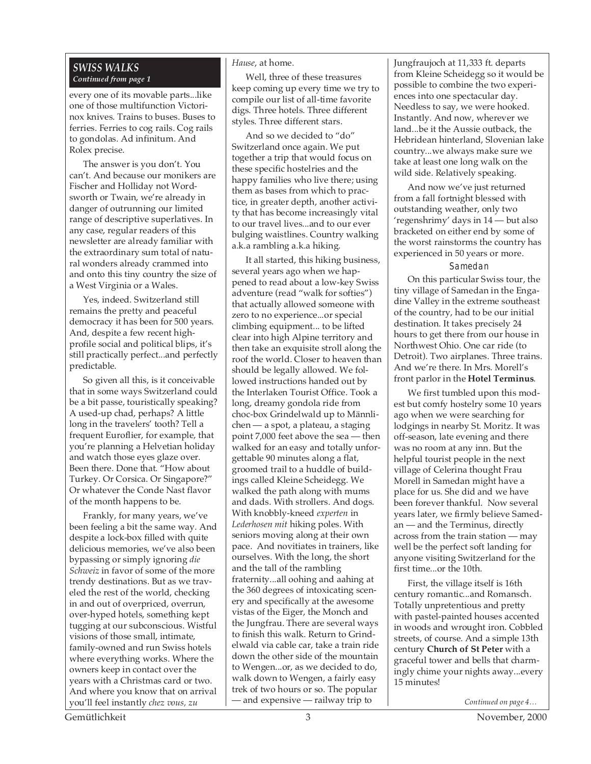## SWISS WALKS

*Continued from page 1*

every one of its movable parts...like one of those multifunction Victorinox knives. Trains to buses. Buses to ferries. Ferries to cog rails. Cog rails to gondolas. Ad infinitum. And Rolex precise.

The answer is you don't. You can't. And because our monikers are Fischer and Holliday not Wordsworth or Twain, we're already in danger of outrunning our limited range of descriptive superlatives. In any case, regular readers of this newsletter are already familiar with the extraordinary sum total of natural wonders already crammed into and onto this tiny country the size of a West Virginia or a Wales.

Yes, indeed. Switzerland still remains the pretty and peaceful democracy it has been for 500 years. And, despite a few recent high-profile social and political blips, it's still practically perfect...and perfectly predictable.

So given all this, is it conceivable that in some ways Switzerland could be a bit passe, touristically speaking? A used-up chad, perhaps? A little long in the travelers' tooth? Tell a frequent Euroflier, for example, that you're planning a Helvetian holiday and watch those eyes glaze over. Been there. Done that. "How about Turkey. Or Corsica. Or Singapore?" Or whatever the Conde Nast flavor of the month happens to be.

Frankly, for many years, we've been feeling a bit the same way. And despite a lock-box filled with quite delicious memories, we've also been bypassing or simply ignoring *die Schweiz* in favor of some of the more trendy destinations. But as we traveled the rest of the world, checking in and out of overpriced, overrun, over-hyped hotels, something kept tugging at our subconscious. Wistful visions of those small, intimate, family-owned and run Swiss hotels where everything works. Where the owners keep in contact over the years with a Christmas card or two. And where you know that on arrival you'll feel instantly *chez vous, zu Hause*, at home.

Well, three of these treasures keep coming up every time we try to compile our list of all-time favorite digs. Three hotels. Three different styles. Three different stars.

And so we decided to "do" Switzerland once again. We put together a trip that would focus on these specific hostelries and the happy families who live there; using them as bases from which to practice, in greater depth, another activity that has become increasingly vital to our travel lives...and to our ever bulging waistlines. Country walking a.k.a rambling a.k.a hiking.

It all started, this hiking business, several years ago when we happened to read about a low-key Swiss adventure (read "walk for softies") that actually allowed someone with zero to no experience...or special climbing equipment... to be lifted clear into high Alpine territory and then take an exquisite stroll along the roof of the world. Closer to heaven than should be legally allowed. We followed instructions handed out by the Interlaken Tourist Office. Took a long, dreamy gondola ride from choc-box Grindelwald up to Männlichen — a spot, a plateau, a staging point 7,000 feet above the sea — then walked for an easy and totally unforgettable 90 minutes along a flat, groomed trail to a huddle of buildings called Kleine Scheidegg. We walked the path along with mums and dads. With strollers. And dogs. With knobbly-kneed *experten* in *Lederhosen mit* hiking poles. With seniors moving along at their own pace. And novitiates in trainers, like ourselves. With the long, the short and the tall of the rambling fraternity...all oohing and aahing at the 360 degrees of intoxicating scenery and specifically at the awesome vistas of the Eiger, the Monch and the Jungfrau. There are several ways to finish this walk. Return to Grindelwald via cable car, take a train ride down the other side of the mountain to Wengen...or, as we decided to do, walk down to Wengen, a fairly easy trek of two hours or so. The popular — and expensive — railway trip to Jungfraujoch at 11,333 ft. departs from Kleine Scheidegg so it would be possible to combine the two experiences into one spectacular day. Needless to say, we were hooked. Instantly. And now, wherever we land...be it the Aussie outback, the Hebridean hinterland, Slovenian lake country...we always make sure we take at least one long walk on the wild side. Relatively speaking.

And now we've just returned from a fall fortnight blessed with outstanding weather, only two 'regenshrimy' days in 14 — but also bracketed on either end by some of the worst rainstorms the country has experienced in 50 years or more.

### Samedan

On this particular Swiss tour, the tiny village of Samedan in the Engadine Valley in the extreme southeast of the country, had to be our initial destination. It takes precisely 24 hours to get there from our house in Northwest Ohio. One car ride (to Detroit). Two airplanes. Three trains. And we're there. In Mrs. Morell's front parlor in the **Hotel Terminus**.

We first tumbled upon this modest but comfy hostelry some 10 years ago when we were searching for lodgings in nearby St. Moritz. It was off-season, late evening and there was no room at any inn. But the helpful tourist people in the next village of Celerina thought Frau Morell in Samedan might have a place for us. She did and we have been forever thankful. Now several years later, we firmly believe Samedan — and the Terminus, directly across from the train station — may well be the perfect soft landing for anyone visiting Switzerland for the first time...or the 10th.

First, the village itself is 16th century romantic...and Romansch. Totally unpretentious and pretty with pastel-painted houses accented in woods and wrought iron. Cobbled streets, of course. And a simple 13th century **Church of St Peter** with a graceful tower and bells that charmingly chime your nights away...every 15 minutes!

*Continued on page 4…*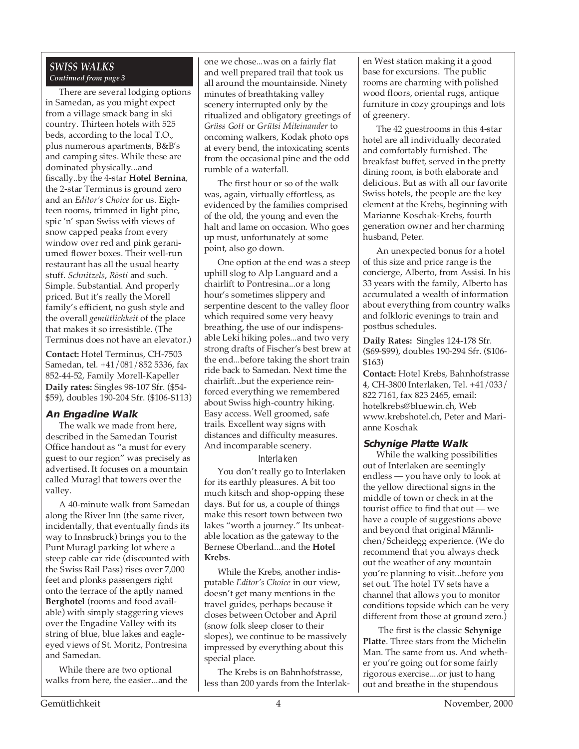***SWISS WALKS***
***Continued from page 3***

There are several lodging options in Samedan, as you might expect from a village smack bang in ski country. Thirteen hotels with 525 beds, according to the local T.O., plus numerous apartments, B&B's and camping sites. While these are dominated physically...and fiscally..by the 4-star **Hotel Bernina**, the 2-star Terminus is ground zero and an *Editor's Choice* for us. Eighteen rooms, trimmed in light pine, spic 'n' span Swiss with views of snow capped peaks from every window over red and pink geranium flower boxes. Their well-run restaurant has all the usual hearty stuff. *Schnitzels*, *Rösti* and such. Simple. Substantial. And properly priced. But it's really the Morell family's efficient, no gush style and the overall *gemütlichkeit* of the place that makes it so irresistible. (The Terminus does not have an elevator.)

**Contact:** Hotel Terminus, CH-7503 Samedan, tel. +41/081/852 5336, fax 852-44-52, Family Morell-Kapeller
**Daily rates:** Singles 98-107 Sfr. ($54-$59), doubles 190-204 Sfr. ($106-$113)

### An Engadine Walk

The walk we made from here, described in the Samedan Tourist Office handout as "a must for every guest to our region" was precisely as advertised. It focuses on a mountain called Muragl that towers over the valley.

A 40-minute walk from Samedan along the River Inn (the same river, incidentally, that eventually finds its way to Innsbruck) brings you to the Punt Muragl parking lot where a steep cable car ride (discounted with the Swiss Rail Pass) rises over 7,000 feet and plonks passengers right onto the terrace of the aptly named **Berghotel** (rooms and food available) with simply staggering views over the Engadine Valley with its string of blue, blue lakes and eagle-eyed views of St. Moritz, Pontresina and Samedan.

While there are two optional walks from here, the easier...and the one we chose...was on a fairly flat and well prepared trail that took us all around the mountainside. Ninety minutes of breathtaking valley scenery interrupted only by the ritualized and obligatory greetings of *Grüss Gott* or *Grütsi Miteinander* to oncoming walkers, Kodak photo ops at every bend, the intoxicating scents from the occasional pine and the odd rumble of a waterfall.

The first hour or so of the walk was, again, virtually effortless, as evidenced by the families comprised of the old, the young and even the halt and lame on occasion. Who goes up must, unfortunately at some point, also go down.

One option at the end was a steep uphill slog to Alp Languard and a chairlift to Pontresina...or a long hour's sometimes slippery and serpentine descent to the valley floor which required some very heavy breathing, the use of our indispensable Leki hiking poles...and two very strong drafts of Fischer's best brew at the end...before taking the short train ride back to Samedan. Next time the chairlift...but the experience reinforced everything we remembered about Swiss high-country hiking. Easy access. Well groomed, safe trails. Excellent way signs with distances and difficulty measures. And incomparable scenery.

### Interlaken

You don't really go to Interlaken for its earthly pleasures. A bit too much kitsch and shop-opping these days. But for us, a couple of things make this resort town between two lakes "worth a journey." Its unbeatable location as the gateway to the Bernese Oberland...and the **Hotel Krebs**.

While the Krebs, another indisputable *Editor's Choice* in our view, doesn't get many mentions in the travel guides, perhaps because it closes between October and April (snow folk sleep closer to their slopes), we continue to be massively impressed by everything about this special place.

The Krebs is on Bahnhofstrasse, less than 200 yards from the Interlaken West station making it a good base for excursions. The public rooms are charming with polished wood floors, oriental rugs, antique furniture in cozy groupings and lots of greenery.

The 42 guestrooms in this 4-star hotel are all individually decorated and comfortably furnished. The breakfast buffet, served in the pretty dining room, is both elaborate and delicious. But as with all our favorite Swiss hotels, the people are the key element at the Krebs, beginning with Marianne Koschak-Krebs, fourth generation owner and her charming husband, Peter.

An unexpected bonus for a hotel of this size and price range is the concierge, Alberto, from Assisi. In his 33 years with the family, Alberto has accumulated a wealth of information about everything from country walks and folkloric evenings to train and postbus schedules.

**Daily Rates:** Singles 124-178 Sfr. ($69-$99), doubles 190-294 Sfr. ($106-$163)
**Contact:** Hotel Krebs, Bahnhofstrasse 4, CH-3800 Interlaken, Tel. +41/033/822 7161, fax 823 2465, email: hotelkrebs@bluewin.ch, Web www.krebshotel.ch, Peter and Marianne Koschak

### Schynige Platte Walk

While the walking possibilities out of Interlaken are seemingly endless — you have only to look at the yellow directional signs in the middle of town or check in at the tourist office to find that out — we have a couple of suggestions above and beyond that original Männlichen/Scheidegg experience. (We do recommend that you always check out the weather of any mountain you're planning to visit...before you set out. The hotel TV sets have a channel that allows you to monitor conditions topside which can be very different from those at ground zero.)

The first is the classic **Schynige Platte**. Three stars from the Michelin Man. The same from us. And whether you're going out for some fairly rigorous exercise....or just to hang out and breathe in the stupendous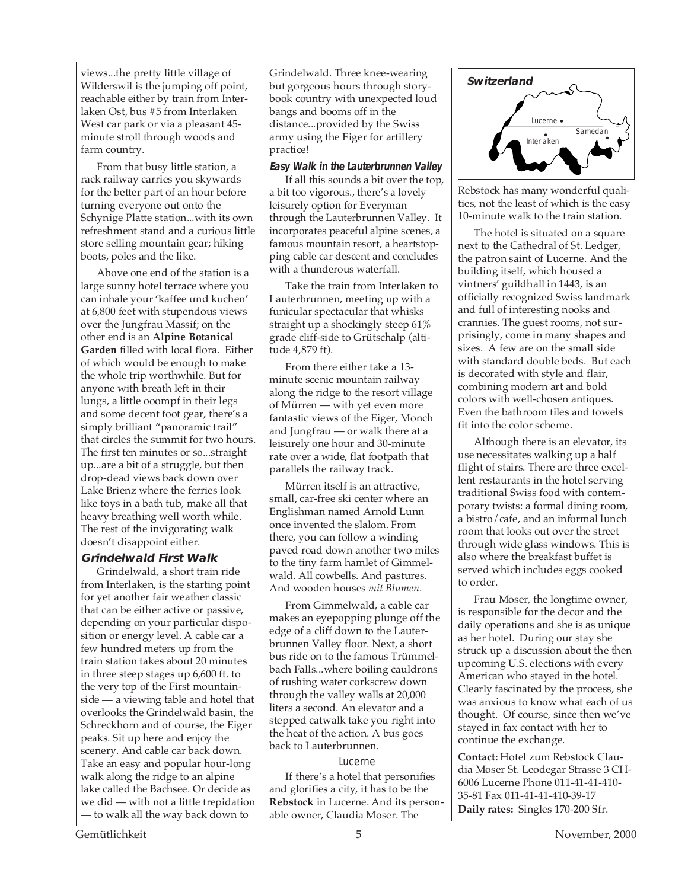views...the pretty little village of Wilderswil is the jumping off point, reachable either by train from Interlaken Ost, bus #5 from Interlaken West car park or via a pleasant 45-minute stroll through woods and farm country.

From that busy little station, a rack railway carries you skywards for the better part of an hour before turning everyone out onto the Schynige Platte station...with its own refreshment stand and a curious little store selling mountain gear; hiking boots, poles and the like.

Above one end of the station is a large sunny hotel terrace where you can inhale your 'kaffee und kuchen' at 6,800 feet with stupendous views over the Jungfrau Massif; on the other end is an **Alpine Botanical Garden** filled with local flora. Either of which would be enough to make the whole trip worthwhile. But for anyone with breath left in their lungs, a little ooompf in their legs and some decent foot gear, there's a simply brilliant "panoramic trail" that circles the summit for two hours. The first ten minutes or so...straight up...are a bit of a struggle, but then drop-dead views back down over Lake Brienz where the ferries look like toys in a bath tub, make all that heavy breathing well worth while. The rest of the invigorating walk doesn't disappoint either.

### Grindelwald First Walk

Grindelwald, a short train ride from Interlaken, is the starting point for yet another fair weather classic that can be either active or passive, depending on your particular disposition or energy level. A cable car a few hundred meters up from the train station takes about 20 minutes in three steep stages up 6,600 ft. to the very top of the First mountainside — a viewing table and hotel that overlooks the Grindelwald basin, the Schreckhorn and of course, the Eiger peaks. Sit up here and enjoy the scenery. And cable car back down. Take an easy and popular hour-long walk along the ridge to an alpine lake called the Bachsee. Or decide as we did — with not a little trepidation — to walk all the way back down to Grindelwald. Three knee-wearing but gorgeous hours through storybook country with unexpected loud bangs and booms off in the distance...provided by the Swiss army using the Eiger for artillery practice!

### Easy Walk in the Lauterbrunnen Valley

If all this sounds a bit over the top, a bit too vigorous., there's a lovely leisurely option for Everyman through the Lauterbrunnen Valley. It incorporates peaceful alpine scenes, a famous mountain resort, a heartstopping cable car descent and concludes with a thunderous waterfall.

Take the train from Interlaken to Lauterbrunnen, meeting up with a funicular spectacular that whisks straight up a shockingly steep 61% grade cliff-side to Grütschalp (altitude 4,879 ft).

From there either take a 13-minute scenic mountain railway along the ridge to the resort village of Mürren — with yet even more fantastic views of the Eiger, Monch and Jungfrau — or walk there at a leisurely one hour and 30-minute rate over a wide, flat footpath that parallels the railway track.

Mürren itself is an attractive, small, car-free ski center where an Englishman named Arnold Lunn once invented the slalom. From there, you can follow a winding paved road down another two miles to the tiny farm hamlet of Gimmelwald. All cowbells. And pastures. And wooden houses *mit Blumen*.

From Gimmelwald, a cable car makes an eyepopping plunge off the edge of a cliff down to the Lauterbrunnen Valley floor. Next, a short bus ride on to the famous Trümmelbach Falls...where boiling cauldrons of rushing water corkscrew down through the valley walls at 20,000 liters a second. An elevator and a stepped catwalk take you right into the heat of the action. A bus goes back to Lauterbrunnen.

## Lucerne

If there's a hotel that personifies and glorifies a city, it has to be the **Rebstock** in Lucerne. And its personable owner, Claudia Moser. The Rebstock has many wonderful qualities, not the least of which is the easy 10-minute walk to the train station.

**Switzerland**

Lucerne • Interlaken • Samedan

The hotel is situated on a square next to the Cathedral of St. Ledger, the patron saint of Lucerne. And the building itself, which housed a vintners' guildhall in 1443, is an officially recognized Swiss landmark and full of interesting nooks and crannies. The guest rooms, not surprisingly, come in many shapes and sizes. A few are on the small side with standard double beds. But each is decorated with style and flair, combining modern art and bold colors with well-chosen antiques. Even the bathroom tiles and towels fit into the color scheme.

Although there is an elevator, its use necessitates walking up a half flight of stairs. There are three excellent restaurants in the hotel serving traditional Swiss food with contemporary twists: a formal dining room, a bistro/cafe, and an informal lunch room that looks out over the street through wide glass windows. This is also where the breakfast buffet is served which includes eggs cooked to order.

Frau Moser, the longtime owner, is responsible for the decor and the daily operations and she is as unique as her hotel. During our stay she struck up a discussion about the then upcoming U.S. elections with every American who stayed in the hotel. Clearly fascinated by the process, she was anxious to know what each of us thought. Of course, since then we've stayed in fax contact with her to continue the exchange.

**Contact:** Hotel zum Rebstock Claudia Moser St. Leodegar Strasse 3 CH-6006 Lucerne Phone 011-41-41-410-35-81 Fax 011-41-41-410-39-17

**Daily rates:** Singles 170-200 Sfr.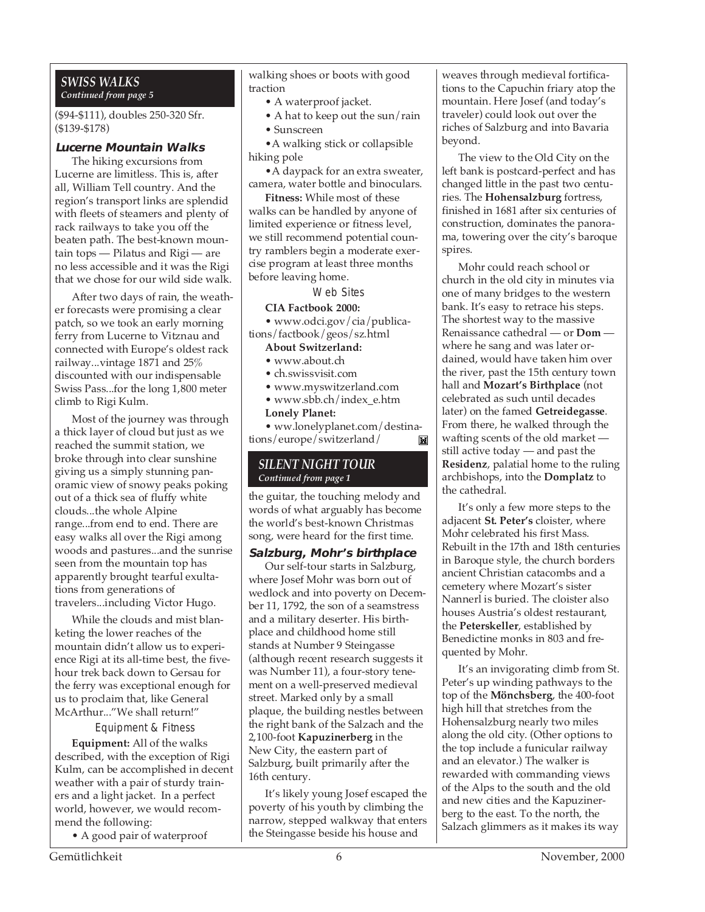## *SWISS WALKS*
*Continued from page 5*

($94-$111), doubles 250-320 Sfr. ($139-$178)

### Lucerne Mountain Walks

The hiking excursions from Lucerne are limitless. This is, after all, William Tell country. And the region's transport links are splendid with fleets of steamers and plenty of rack railways to take you off the beaten path. The best-known mountain tops — Pilatus and Rigi — are no less accessible and it was the Rigi that we chose for our wild side walk.

After two days of rain, the weather forecasts were promising a clear patch, so we took an early morning ferry from Lucerne to Vitznau and connected with Europe's oldest rack railway...vintage 1871 and 25% discounted with our indispensable Swiss Pass...for the long 1,800 meter climb to Rigi Kulm.

Most of the journey was through a thick layer of cloud but just as we reached the summit station, we broke through into clear sunshine giving us a simply stunning panoramic view of snowy peaks poking out of a thick sea of fluffy white clouds...the whole Alpine range...from end to end. There are easy walks all over the Rigi among woods and pastures...and the sunrise seen from the mountain top has apparently brought tearful exultations from generations of travelers...including Victor Hugo.

While the clouds and mist blanketing the lower reaches of the mountain didn't allow us to experience Rigi at its all-time best, the five-hour trek back down to Gersau for the ferry was exceptional enough for us to proclaim that, like General McArthur..."We shall return!"

#### Equipment & Fitness

**Equipment:** All of the walks described, with the exception of Rigi Kulm, can be accomplished in decent weather with a pair of sturdy trainers and a light jacket. In a perfect world, however, we would recommend the following:

- A good pair of waterproof walking shoes or boots with good traction
- A waterproof jacket.
- A hat to keep out the sun/rain
- Sunscreen
- A walking stick or collapsible hiking pole
- A daypack for an extra sweater, camera, water bottle and binoculars.

**Fitness:** While most of these walks can be handled by anyone of limited experience or fitness level, we still recommend potential country ramblers begin a moderate exercise program at least three months before leaving home.

#### Web Sites

**CIA Factbook 2000:**

- www.odci.gov/cia/publications/factbook/geos/sz.html

**About Switzerland:**

- www.about.ch
- ch.swissvisit.com
- www.myswitzerland.com
- www.sbb.ch/index_e.htm

**Lonely Planet:**

- ww.lonelyplanet.com/destinations/europe/switzerland/

## *SILENT NIGHT TOUR*
*Continued from page 1*

the guitar, the touching melody and words of what arguably has become the world's best-known Christmas song, were heard for the first time.

### Salzburg, Mohr's birthplace

Our self-tour starts in Salzburg, where Josef Mohr was born out of wedlock and into poverty on December 11, 1792, the son of a seamstress and a military deserter. His birthplace and childhood home still stands at Number 9 Steingasse (although recent research suggests it was Number 11), a four-story tenement on a well-preserved medieval street. Marked only by a small plaque, the building nestles between the right bank of the Salzach and the 2,100-foot **Kapuzinerberg** in the New City, the eastern part of Salzburg, built primarily after the 16th century.

It's likely young Josef escaped the poverty of his youth by climbing the narrow, stepped walkway that enters the Steingasse beside his house and weaves through medieval fortifications to the Capuchin friary atop the mountain. Here Josef (and today's traveler) could look out over the riches of Salzburg and into Bavaria beyond.

The view to the Old City on the left bank is postcard-perfect and has changed little in the past two centuries. The **Hohensalzburg** fortress, finished in 1681 after six centuries of construction, dominates the panorama, towering over the city's baroque spires.

Mohr could reach school or church in the old city in minutes via one of many bridges to the western bank. It's easy to retrace his steps. The shortest way to the massive Renaissance cathedral — or **Dom** — where he sang and was later ordained, would have taken him over the river, past the 15th century town hall and **Mozart's Birthplace** (not celebrated as such until decades later) on the famed **Getreidegasse**. From there, he walked through the wafting scents of the old market — still active today — and past the **Residenz**, palatial home to the ruling archbishops, into the **Domplatz** to the cathedral.

It's only a few more steps to the adjacent **St. Peter's** cloister, where Mohr celebrated his first Mass. Rebuilt in the 17th and 18th centuries in Baroque style, the church borders ancient Christian catacombs and a cemetery where Mozart's sister Nannerl is buried. The cloister also houses Austria's oldest restaurant, the **Peterskeller**, established by Benedictine monks in 803 and frequented by Mohr.

It's an invigorating climb from St. Peter's up winding pathways to the top of the **Mönchsberg**, the 400-foot high hill that stretches from the Hohensalzburg nearly two miles along the old city. (Other options to the top include a funicular railway and an elevator.) The walker is rewarded with commanding views of the Alps to the south and the old and new cities and the Kapuzinerberg to the east. To the north, the Salzach glimmers as it makes its way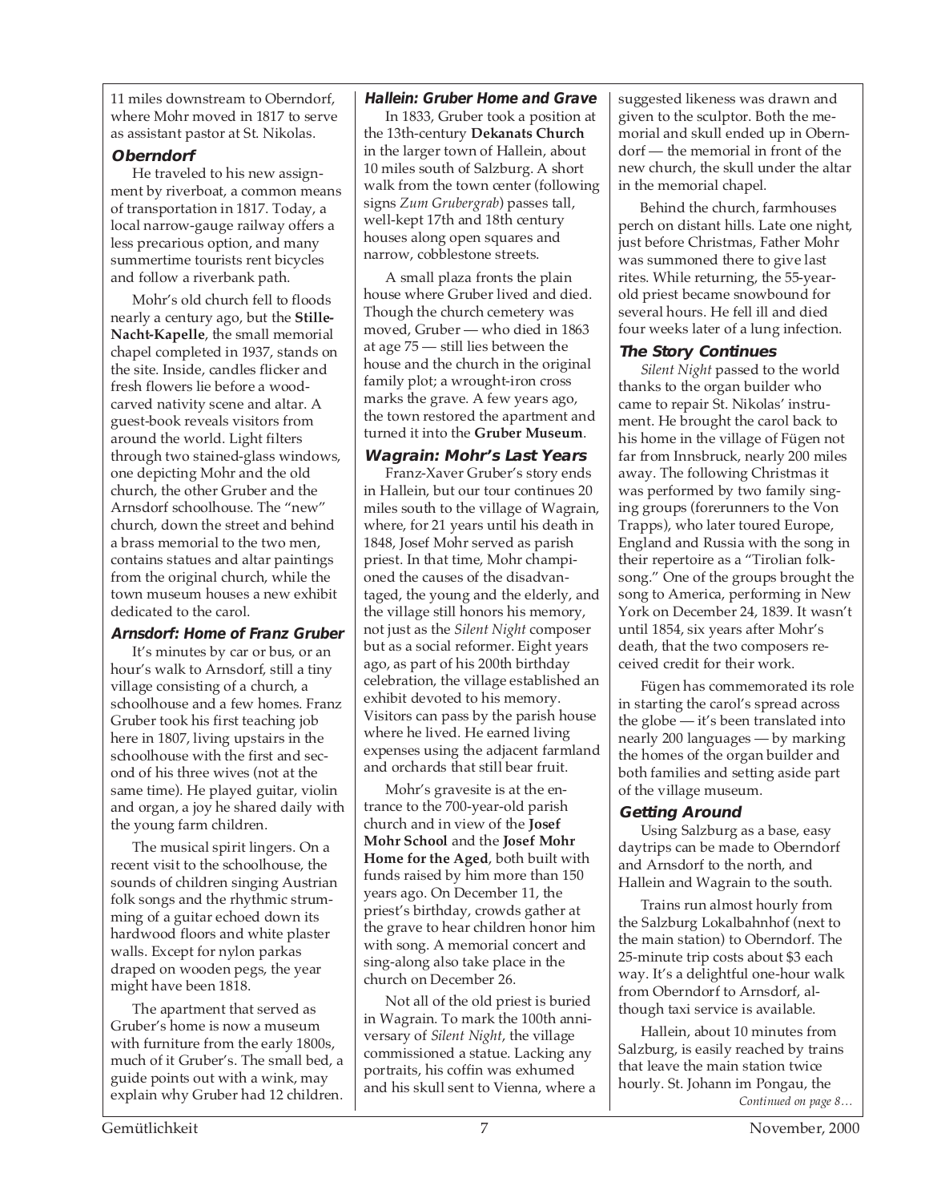11 miles downstream to Oberndorf, where Mohr moved in 1817 to serve as assistant pastor at St. Nikolas.

### Oberndorf

He traveled to his new assignment by riverboat, a common means of transportation in 1817. Today, a local narrow-gauge railway offers a less precarious option, and many summertime tourists rent bicycles and follow a riverbank path.

Mohr's old church fell to floods nearly a century ago, but the **Stille-Nacht-Kapelle**, the small memorial chapel completed in 1937, stands on the site. Inside, candles flicker and fresh flowers lie before a wood-carved nativity scene and altar. A guest-book reveals visitors from around the world. Light filters through two stained-glass windows, one depicting Mohr and the old church, the other Gruber and the Arnsdorf schoolhouse. The "new" church, down the street and behind a brass memorial to the two men, contains statues and altar paintings from the original church, while the town museum houses a new exhibit dedicated to the carol.

### Arnsdorf: Home of Franz Gruber

It's minutes by car or bus, or an hour's walk to Arnsdorf, still a tiny village consisting of a church, a schoolhouse and a few homes. Franz Gruber took his first teaching job here in 1807, living upstairs in the schoolhouse with the first and second of his three wives (not at the same time). He played guitar, violin and organ, a joy he shared daily with the young farm children.

The musical spirit lingers. On a recent visit to the schoolhouse, the sounds of children singing Austrian folk songs and the rhythmic strumming of a guitar echoed down its hardwood floors and white plaster walls. Except for nylon parkas draped on wooden pegs, the year might have been 1818.

The apartment that served as Gruber's home is now a museum with furniture from the early 1800s, much of it Gruber's. The small bed, a guide points out with a wink, may explain why Gruber had 12 children.

### Hallein: Gruber Home and Grave

In 1833, Gruber took a position at the 13th-century **Dekanats Church** in the larger town of Hallein, about 10 miles south of Salzburg. A short walk from the town center (following signs *Zum Grubergrab*) passes tall, well-kept 17th and 18th century houses along open squares and narrow, cobblestone streets.

A small plaza fronts the plain house where Gruber lived and died. Though the church cemetery was moved, Gruber — who died in 1863 at age 75 — still lies between the house and the church in the original family plot; a wrought-iron cross marks the grave. A few years ago, the town restored the apartment and turned it into the **Gruber Museum**.

### Wagrain: Mohr's Last Years

Franz-Xaver Gruber's story ends in Hallein, but our tour continues 20 miles south to the village of Wagrain, where, for 21 years until his death in 1848, Josef Mohr served as parish priest. In that time, Mohr championed the causes of the disadvantaged, the young and the elderly, and the village still honors his memory, not just as the *Silent Night* composer but as a social reformer. Eight years ago, as part of his 200th birthday celebration, the village established an exhibit devoted to his memory. Visitors can pass by the parish house where he lived. He earned living expenses using the adjacent farmland and orchards that still bear fruit.

Mohr's gravesite is at the entrance to the 700-year-old parish church and in view of the **Josef Mohr School** and the **Josef Mohr Home for the Aged**, both built with funds raised by him more than 150 years ago. On December 11, the priest's birthday, crowds gather at the grave to hear children honor him with song. A memorial concert and sing-along also take place in the church on December 26.

Not all of the old priest is buried in Wagrain. To mark the 100th anniversary of *Silent Night*, the village commissioned a statue. Lacking any portraits, his coffin was exhumed and his skull sent to Vienna, where a suggested likeness was drawn and given to the sculptor. Both the memorial and skull ended up in Oberndorf — the memorial in front of the new church, the skull under the altar in the memorial chapel.

Behind the church, farmhouses perch on distant hills. Late one night, just before Christmas, Father Mohr was summoned there to give last rites. While returning, the 55-year-old priest became snowbound for several hours. He fell ill and died four weeks later of a lung infection.

### The Story Continues

*Silent Night* passed to the world thanks to the organ builder who came to repair St. Nikolas' instrument. He brought the carol back to his home in the village of Fügen not far from Innsbruck, nearly 200 miles away. The following Christmas it was performed by two family singing groups (forerunners to the Von Trapps), who later toured Europe, England and Russia with the song in their repertoire as a "Tirolian folksong." One of the groups brought the song to America, performing in New York on December 24, 1839. It wasn't until 1854, six years after Mohr's death, that the two composers received credit for their work.

Fügen has commemorated its role in starting the carol's spread across the globe — it's been translated into nearly 200 languages — by marking the homes of the organ builder and both families and setting aside part of the village museum.

### Getting Around

Using Salzburg as a base, easy daytrips can be made to Oberndorf and Arnsdorf to the north, and Hallein and Wagrain to the south.

Trains run almost hourly from the Salzburg Lokalbahnhof (next to the main station) to Oberndorf. The 25-minute trip costs about $3 each way. It's a delightful one-hour walk from Oberndorf to Arnsdorf, although taxi service is available.

Hallein, about 10 minutes from Salzburg, is easily reached by trains that leave the main station twice hourly. St. Johann im Pongau, the

*Continued on page 8…*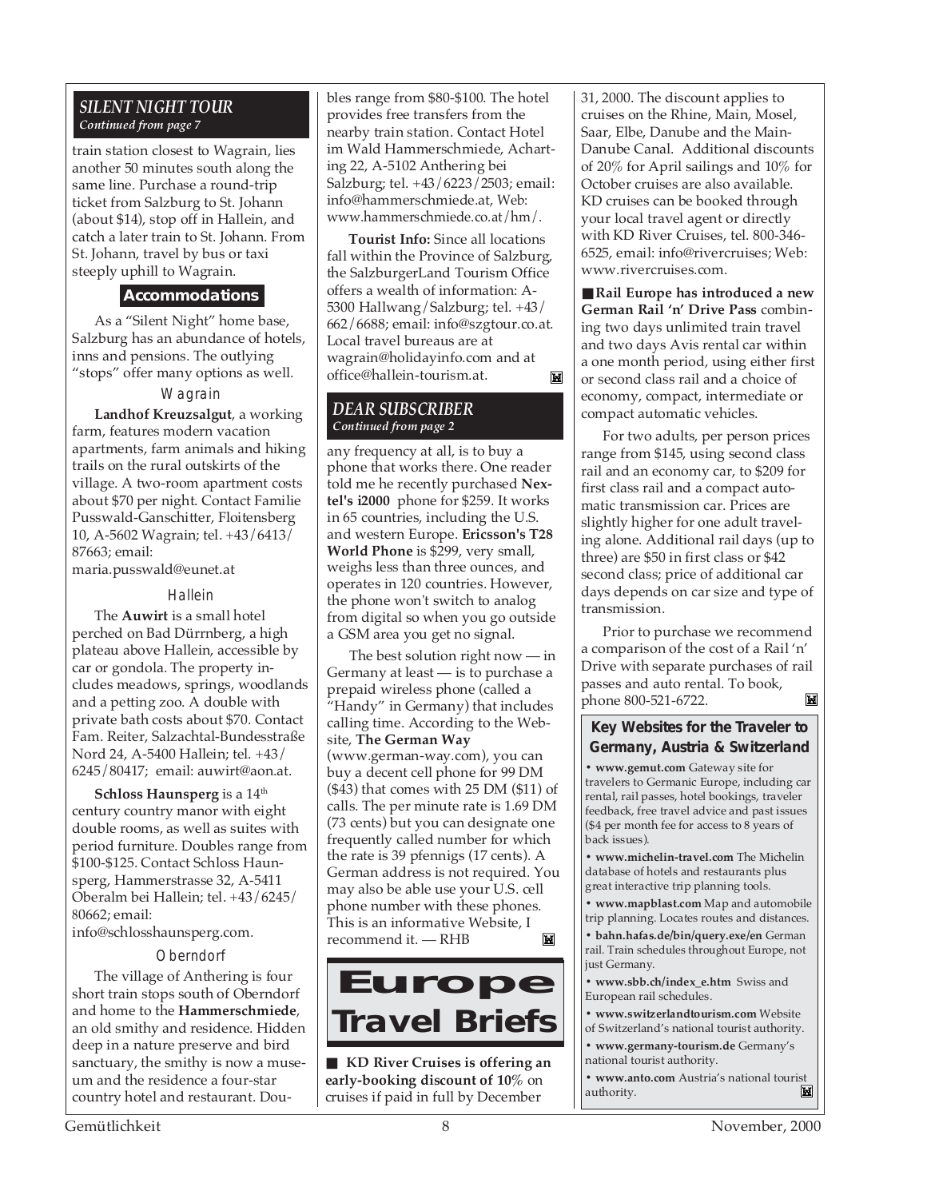## SILENT NIGHT TOUR

*Continued from page 7*

train station closest to Wagrain, lies another 50 minutes south along the same line. Purchase a round-trip ticket from Salzburg to St. Johann (about $14), stop off in Hallein, and catch a later train to St. Johann. From St. Johann, travel by bus or taxi steeply uphill to Wagrain.

### Accommodations

As a "Silent Night" home base, Salzburg has an abundance of hotels, inns and pensions. The outlying "stops" offer many options as well.

#### Wagrain

**Landhof Kreuzsalgut**, a working farm, features modern vacation apartments, farm animals and hiking trails on the rural outskirts of the village. A two-room apartment costs about $70 per night. Contact Familie Pusswald-Ganschitter, Floitensberg 10, A-5602 Wagrain; tel. +43/6413/87663; email: maria.pusswald@eunet.at

#### Hallein

The **Auwirt** is a small hotel perched on Bad Dürrnberg, a high plateau above Hallein, accessible by car or gondola. The property includes meadows, springs, woodlands and a petting zoo. A double with private bath costs about $70. Contact Fam. Reiter, Salzachtal-Bundesstraße Nord 24, A-5400 Hallein; tel. +43/6245/80417; email: auwirt@aon.at.

**Schloss Haunsperg** is a 14th century country manor with eight double rooms, as well as suites with period furniture. Doubles range from $100-$125. Contact Schloss Haunsperg, Hammerstrasse 32, A-5411 Oberalm bei Hallein; tel. +43/6245/80662; email: info@schlosshaunsperg.com.

#### Oberndorf

The village of Anthering is four short train stops south of Oberndorf and home to the **Hammerschmiede**, an old smithy and residence. Hidden deep in a nature preserve and bird sanctuary, the smithy is now a museum and the residence a four-star country hotel and restaurant. Doubles range from $80-$100. The hotel provides free transfers from the nearby train station. Contact Hotel im Wald Hammerschmiede, Acharting 22, A-5102 Anthering bei Salzburg; tel. +43/6223/2503; email: info@hammerschmiede.at, Web: www.hammerschmiede.co.at/hm/.

**Tourist Info:** Since all locations fall within the Province of Salzburg, the SalzburgerLand Tourism Office offers a wealth of information: A-5300 Hallwang/Salzburg; tel. +43/662/6688; email: info@szgtour.co.at. Local travel bureaus are at wagrain@holidayinfo.com and at office@hallein-tourism.at.

## DEAR SUBSCRIBER

*Continued from page 2*

any frequency at all, is to buy a phone that works there. One reader told me he recently purchased **Nextel's i2000** phone for $259. It works in 65 countries, including the U.S. and western Europe. **Ericsson's T28 World Phone** is $299, very small, weighs less than three ounces, and operates in 120 countries. However, the phone won't switch to analog from digital so when you go outside a GSM area you get no signal.

The best solution right now — in Germany at least — is to purchase a prepaid wireless phone (called a "Handy" in Germany) that includes calling time. According to the Website, **The German Way** (www.german-way.com), you can buy a decent cell phone for 99 DM ($43) that comes with 25 DM ($11) of calls. The per minute rate is 1.69 DM (73 cents) but you can designate one frequently called number for which the rate is 39 pfennigs (17 cents). A German address is not required. You may also be able use your U.S. cell phone number with these phones. This is an informative Website, I recommend it. — RHB

# Europe Travel Briefs

■ **KD River Cruises is offering an early-booking discount of 10%** on cruises if paid in full by December 31, 2000. The discount applies to cruises on the Rhine, Main, Mosel, Saar, Elbe, Danube and the Main-Danube Canal. Additional discounts of 20% for April sailings and 10% for October cruises are also available. KD cruises can be booked through your local travel agent or directly with KD River Cruises, tel. 800-346-6525, email: info@rivercruises; Web: www.rivercruises.com.

■ **Rail Europe has introduced a new German Rail 'n' Drive Pass** combining two days unlimited train travel and two days Avis rental car within a one month period, using either first or second class rail and a choice of economy, compact, intermediate or compact automatic vehicles.

For two adults, per person prices range from $145, using second class rail and an economy car, to $209 for first class rail and a compact automatic transmission car. Prices are slightly higher for one adult traveling alone. Additional rail days (up to three) are $50 in first class or $42 second class; price of additional car days depends on car size and type of transmission.

Prior to purchase we recommend a comparison of the cost of a Rail 'n' Drive with separate purchases of rail passes and auto rental. To book, phone 800-521-6722.

### Key Websites for the Traveler to Germany, Austria & Switzerland

- **www.gemut.com** Gateway site for travelers to Germanic Europe, including car rental, rail passes, hotel bookings, traveler feedback, free travel advice and past issues ($4 per month fee for access to 8 years of back issues).
- **www.michelin-travel.com** The Michelin database of hotels and restaurants plus great interactive trip planning tools.
- **www.mapblast.com** Map and automobile trip planning. Locates routes and distances.
- **bahn.hafas.de/bin/query.exe/en** German rail. Train schedules throughout Europe, not just Germany.
- **www.sbb.ch/index_e.htm** Swiss and European rail schedules.
- **www.switzerlandtourism.com** Website of Switzerland's national tourist authority.
- **www.germany-tourism.de** Germany's national tourist authority.
- **www.anto.com** Austria's national tourist authority.